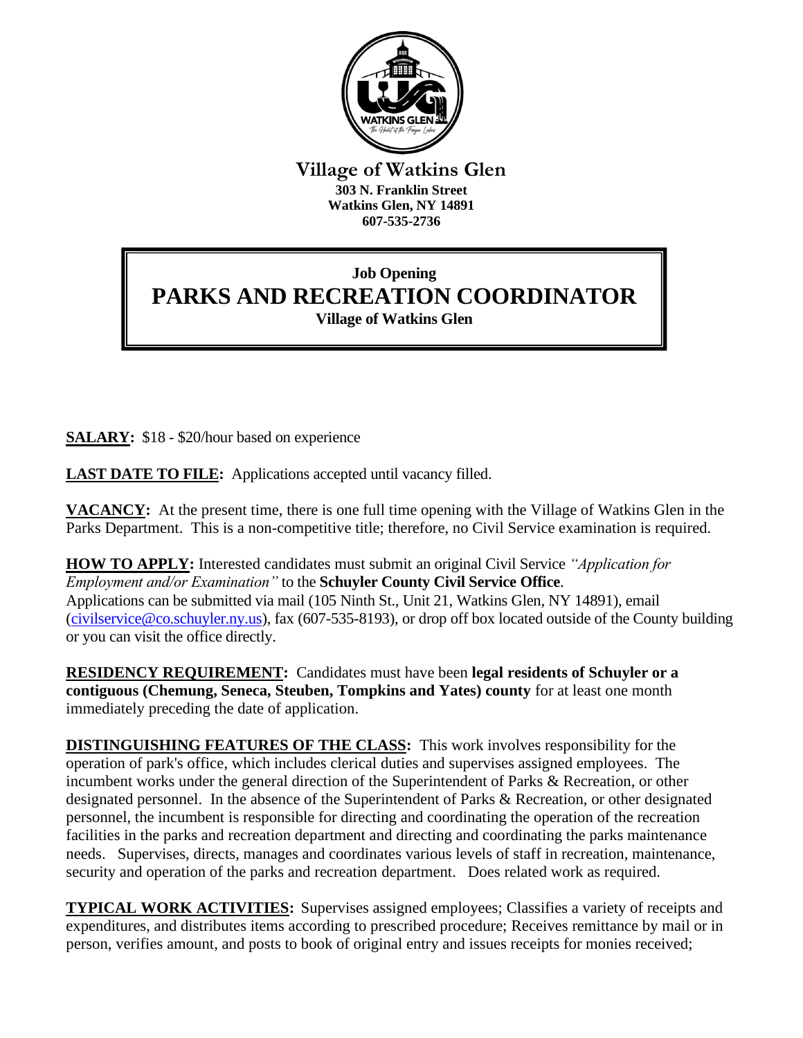# Village of Watkins Glen

**303 N. Franklin Street**
**Watkins Glen, NY 14891**
**607-535-2736**

**Job Opening**

## PARKS AND RECREATION COORDINATOR

**Village of Watkins Glen**

**SALARY:** $18 - $20/hour based on experience

**LAST DATE TO FILE:** Applications accepted until vacancy filled.

**VACANCY:** At the present time, there is one full time opening with the Village of Watkins Glen in the Parks Department. This is a non-competitive title; therefore, no Civil Service examination is required.

**HOW TO APPLY:** Interested candidates must submit an original Civil Service *"Application for Employment and/or Examination"* to the **Schuyler County Civil Service Office**. Applications can be submitted via mail (105 Ninth St., Unit 21, Watkins Glen, NY 14891), email (civilservice@co.schuyler.ny.us), fax (607-535-8193), or drop off box located outside of the County building or you can visit the office directly.

**RESIDENCY REQUIREMENT:** Candidates must have been **legal residents of Schuyler or a contiguous (Chemung, Seneca, Steuben, Tompkins and Yates) county** for at least one month immediately preceding the date of application.

**DISTINGUISHING FEATURES OF THE CLASS:** This work involves responsibility for the operation of park's office, which includes clerical duties and supervises assigned employees. The incumbent works under the general direction of the Superintendent of Parks & Recreation, or other designated personnel. In the absence of the Superintendent of Parks & Recreation, or other designated personnel, the incumbent is responsible for directing and coordinating the operation of the recreation facilities in the parks and recreation department and directing and coordinating the parks maintenance needs. Supervises, directs, manages and coordinates various levels of staff in recreation, maintenance, security and operation of the parks and recreation department. Does related work as required.

**TYPICAL WORK ACTIVITIES:** Supervises assigned employees; Classifies a variety of receipts and expenditures, and distributes items according to prescribed procedure; Receives remittance by mail or in person, verifies amount, and posts to book of original entry and issues receipts for monies received;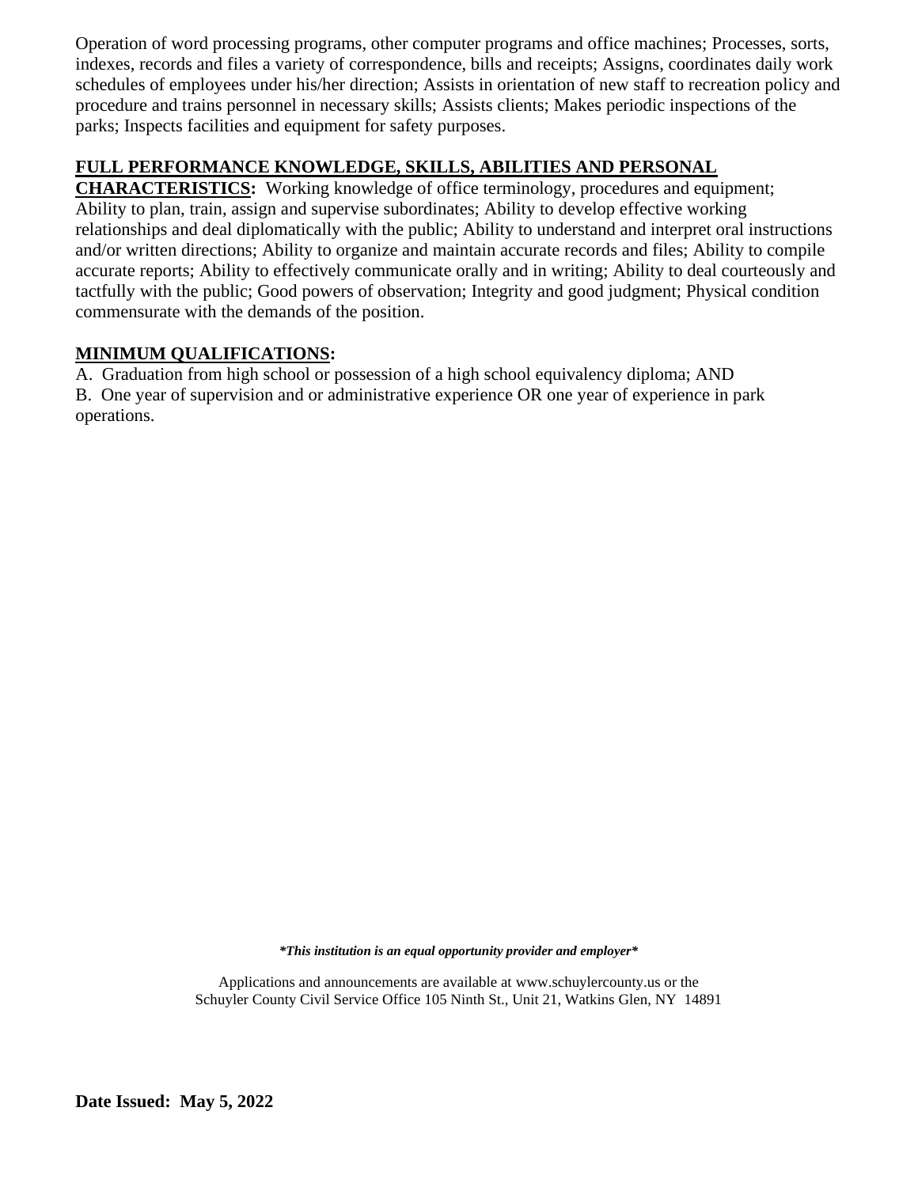Operation of word processing programs, other computer programs and office machines; Processes, sorts, indexes, records and files a variety of correspondence, bills and receipts; Assigns, coordinates daily work schedules of employees under his/her direction; Assists in orientation of new staff to recreation policy and procedure and trains personnel in necessary skills; Assists clients; Makes periodic inspections of the parks; Inspects facilities and equipment for safety purposes.

**FULL PERFORMANCE KNOWLEDGE, SKILLS, ABILITIES AND PERSONAL CHARACTERISTICS:** Working knowledge of office terminology, procedures and equipment; Ability to plan, train, assign and supervise subordinates; Ability to develop effective working relationships and deal diplomatically with the public; Ability to understand and interpret oral instructions and/or written directions; Ability to organize and maintain accurate records and files; Ability to compile accurate reports; Ability to effectively communicate orally and in writing; Ability to deal courteously and tactfully with the public; Good powers of observation; Integrity and good judgment; Physical condition commensurate with the demands of the position.

**MINIMUM QUALIFICATIONS:**

A. Graduation from high school or possession of a high school equivalency diploma; AND

B. One year of supervision and or administrative experience OR one year of experience in park operations.

***This institution is an equal opportunity provider and employer***

Applications and announcements are available at www.schuylercounty.us or the Schuyler County Civil Service Office 105 Ninth St., Unit 21, Watkins Glen, NY 14891

**Date Issued: May 5, 2022**